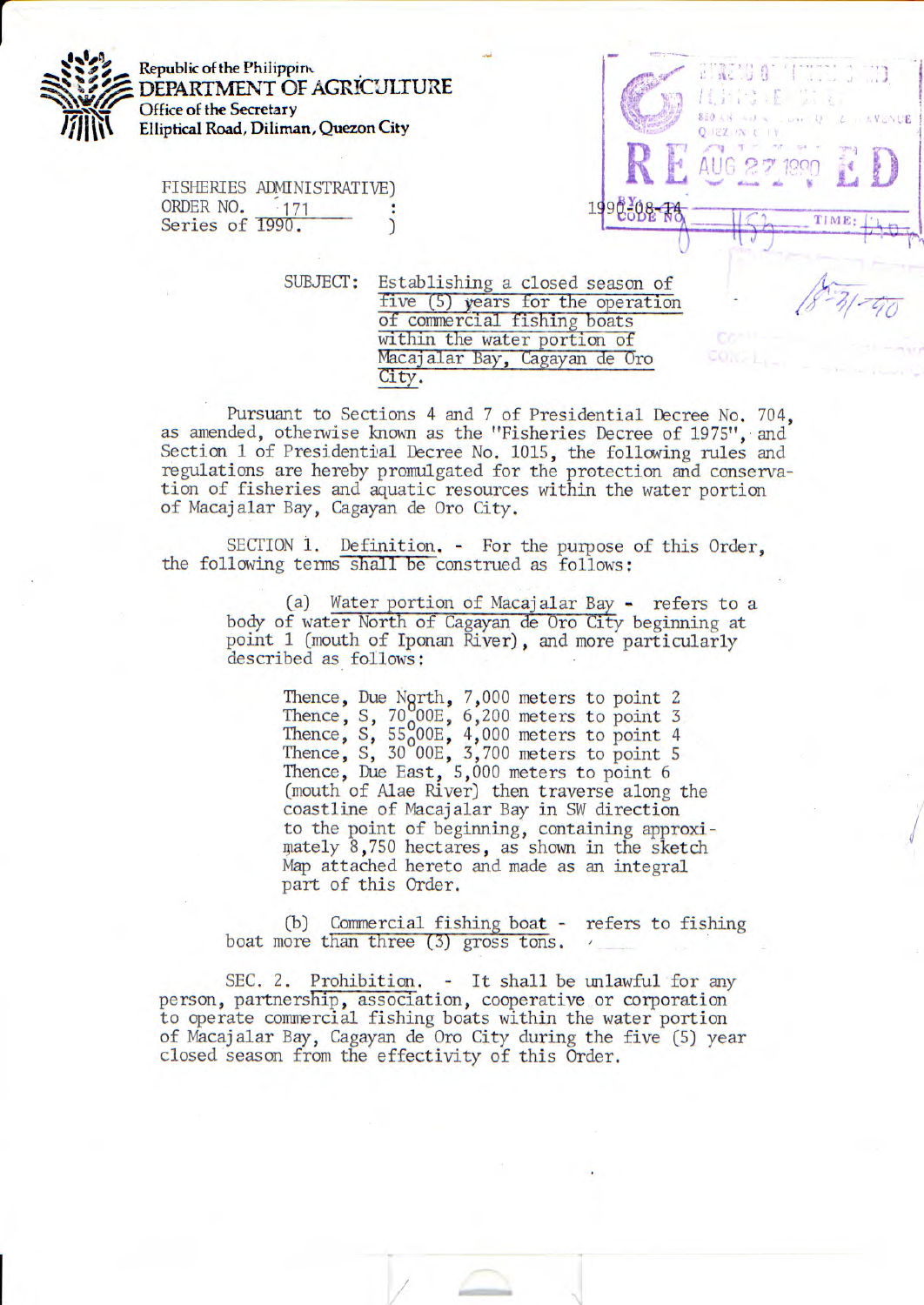Republic of the Philippines
DEPARTMENT OF AGRICULTURE
Office of the Secretary
Elliptical Road, Diliman, Quezon City

FISHERIES ADMINISTRATIVE ORDER NO. 171
Series of 1990.

SUBJECT: Establishing a closed season of five (5) years for the operation of commercial fishing boats within the water portion of Macajalar Bay, Cagayan de Oro City.

Pursuant to Sections 4 and 7 of Presidential Decree No. 704, as amended, otherwise known as the "Fisheries Decree of 1975", and Section 1 of Presidential Decree No. 1015, the following rules and regulations are hereby promulgated for the protection and conservation of fisheries and aquatic resources within the water portion of Macajalar Bay, Cagayan de Oro City.

SECTION 1. Definition. - For the purpose of this Order, the following terms shall be construed as follows:

(a) Water portion of Macajalar Bay - refers to a body of water North of Cagayan de Oro City beginning at point 1 (mouth of Iponan River), and more particularly described as follows:

> Thence, Due North, 7,000 meters to point 2
> Thence, S, 70°00E, 6,200 meters to point 3
> Thence, S, 55°00E, 4,000 meters to point 4
> Thence, S, 30°00E, 3,700 meters to point 5
> Thence, Due East, 5,000 meters to point 6 (mouth of Alae River) then traverse along the coastline of Macajalar Bay in SW direction to the point of beginning, containing approximately 8,750 hectares, as shown in the sketch Map attached hereto and made as an integral part of this Order.

(b) Commercial fishing boat - refers to fishing boat more than three (3) gross tons.

SEC. 2. Prohibition. - It shall be unlawful for any person, partnership, association, cooperative or corporation to operate commercial fishing boats within the water portion of Macajalar Bay, Cagayan de Oro City during the five (5) year closed season from the effectivity of this Order.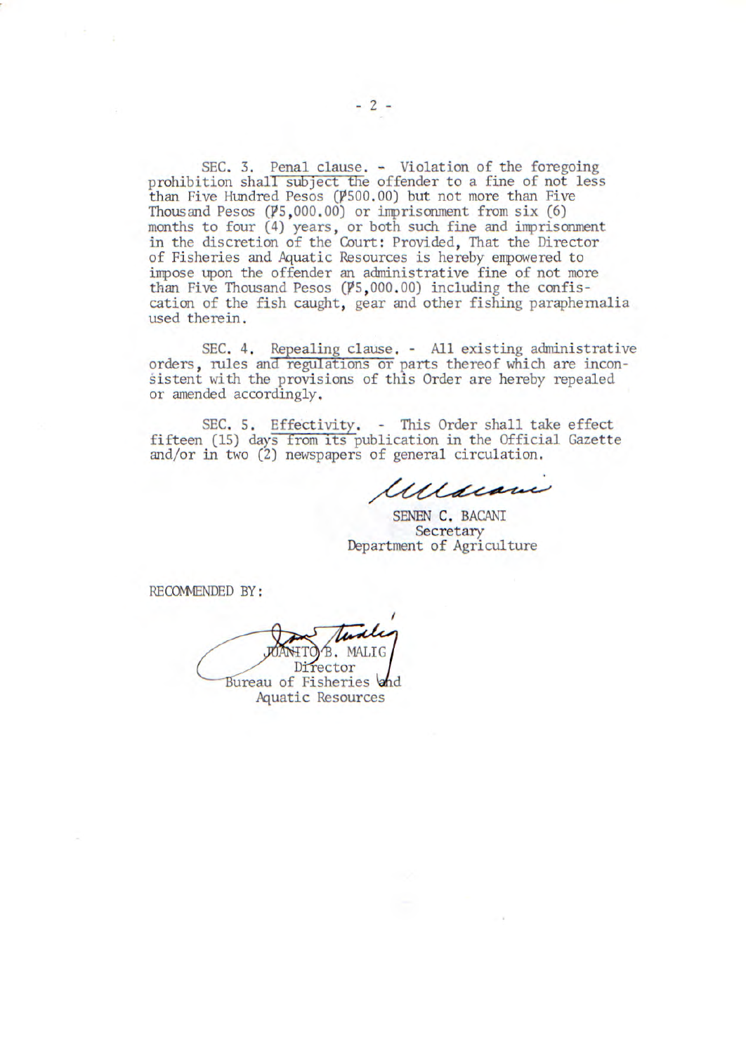SEC. 3. Penal clause. - Violation of the foregoing prohibition shall subject the offender to a fine of not less than Five Hundred Pesos (₱500.00) but not more than Five Thousand Pesos (₱5,000.00) or imprisonment from six (6) months to four (4) years, or both such fine and imprisonment in the discretion of the Court: Provided, That the Director of Fisheries and Aquatic Resources is hereby empowered to impose upon the offender an administrative fine of not more than Five Thousand Pesos (₱5,000.00) including the confiscation of the fish caught, gear and other fishing paraphernalia used therein.

SEC. 4. Repealing clause. - All existing administrative orders, rules and regulations or parts thereof which are inconsistent with the provisions of this Order are hereby repealed or amended accordingly.

SEC. 5. Effectivity. - This Order shall take effect fifteen (15) days from its publication in the Official Gazette and/or in two (2) newspapers of general circulation.

SENEN C. BACANI
Secretary
Department of Agriculture

RECOMMENDED BY:

JUANITO B. MALIG
Director
Bureau of Fisheries and Aquatic Resources